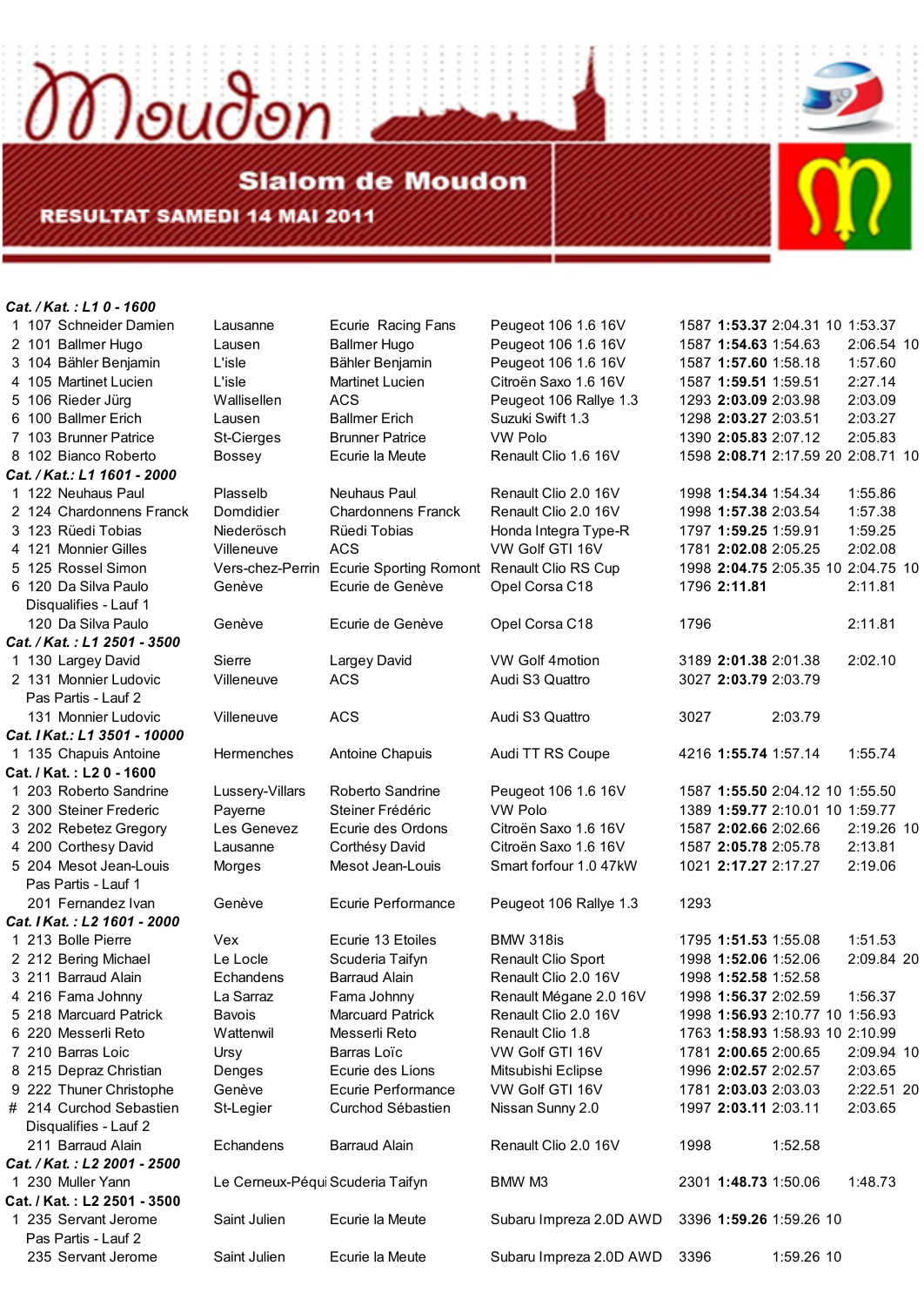# Moudon

## Slalom de Moudon

**RESULTAT SAMEDI 14 MAI 2011**

***Cat. / Kat. : L1 0 - 1600***

| Rg | No | Nom | Lieu | Ecurie | Voiture | cm3 | Best | Lauf 1 | Pen. | Lauf 2 | Pen. |
|---|---|---|---|---|---|---|---|---|---|---|---|
| 1 | 107 | Schneider Damien | Lausanne | Ecurie Racing Fans | Peugeot 106 1.6 16V | 1587 | **1:53.37** | 2:04.31 | 10 | 1:53.37 | |
| 2 | 101 | Ballmer Hugo | Lausen | Ballmer Hugo | Peugeot 106 1.6 16V | 1587 | **1:54.63** | 1:54.63 | | 2:06.54 | 10 |
| 3 | 104 | Bähler Benjamin | L'isle | Bähler Benjamin | Peugeot 106 1.6 16V | 1587 | **1:57.60** | 1:58.18 | | 1:57.60 | |
| 4 | 105 | Martinet Lucien | L'isle | Martinet Lucien | Citroën Saxo 1.6 16V | 1587 | **1:59.51** | 1:59.51 | | 2:27.14 | |
| 5 | 106 | Rieder Jürg | Wallisellen | ACS | Peugeot 106 Rallye 1.3 | 1293 | **2:03.09** | 2:03.98 | | 2:03.09 | |
| 6 | 100 | Ballmer Erich | Lausen | Ballmer Erich | Suzuki Swift 1.3 | 1298 | **2:03.27** | 2:03.51 | | 2:03.27 | |
| 7 | 103 | Brunner Patrice | St-Cierges | Brunner Patrice | VW Polo | 1390 | **2:05.83** | 2:07.12 | | 2:05.83 | |
| 8 | 102 | Bianco Roberto | Bossey | Ecurie la Meute | Renault Clio 1.6 16V | 1598 | **2:08.71** | 2:17.59 | 20 | 2:08.71 | 10 |

***Cat. / Kat.: L1 1601 - 2000***

| Rg | No | Nom | Lieu | Ecurie | Voiture | cm3 | Best | Lauf 1 | Pen. | Lauf 2 | Pen. |
|---|---|---|---|---|---|---|---|---|---|---|---|
| 1 | 122 | Neuhaus Paul | Plasselb | Neuhaus Paul | Renault Clio 2.0 16V | 1998 | **1:54.34** | 1:54.34 | | 1:55.86 | |
| 2 | 124 | Chardonnens Franck | Domdidier | Chardonnens Franck | Renault Clio 2.0 16V | 1998 | **1:57.38** | 2:03.54 | | 1:57.38 | |
| 3 | 123 | Rüedi Tobias | Niederösch | Rüedi Tobias | Honda Integra Type-R | 1797 | **1:59.25** | 1:59.91 | | 1:59.25 | |
| 4 | 121 | Monnier Gilles | Villeneuve | ACS | VW Golf GTI 16V | 1781 | **2:02.08** | 2:05.25 | | 2:02.08 | |
| 5 | 125 | Rossel Simon | Vers-chez-Perrin | Ecurie Sporting Romont | Renault Clio RS Cup | 1998 | **2:04.75** | 2:05.35 | 10 | 2:04.75 | 10 |
| 6 | 120 | Da Silva Paulo | Genève | Ecurie de Genève | Opel Corsa C18 | 1796 | **2:11.81** | | | 2:11.81 | |
| | | Disqualifies - Lauf 1 | | | | | | | | | |
| | 120 | Da Silva Paulo | Genève | Ecurie de Genève | Opel Corsa C18 | 1796 | | | | 2:11.81 | |

***Cat. / Kat. : L1 2501 - 3500***

| Rg | No | Nom | Lieu | Ecurie | Voiture | cm3 | Best | Lauf 1 | Pen. | Lauf 2 | Pen. |
|---|---|---|---|---|---|---|---|---|---|---|---|
| 1 | 130 | Largey David | Sierre | Largey David | VW Golf 4motion | 3189 | **2:01.38** | 2:01.38 | | 2:02.10 | |
| 2 | 131 | Monnier Ludovic | Villeneuve | ACS | Audi S3 Quattro | 3027 | **2:03.79** | 2:03.79 | | | |
| | | Pas Partis - Lauf 2 | | | | | | | | | |
| | 131 | Monnier Ludovic | Villeneuve | ACS | Audi S3 Quattro | 3027 | | 2:03.79 | | | |

***Cat. / Kat.: L1 3501 - 10000***

| Rg | No | Nom | Lieu | Ecurie | Voiture | cm3 | Best | Lauf 1 | Pen. | Lauf 2 | Pen. |
|---|---|---|---|---|---|---|---|---|---|---|---|
| 1 | 135 | Chapuis Antoine | Hermenches | Antoine Chapuis | Audi TT RS Coupe | 4216 | **1:55.74** | 1:57.14 | | 1:55.74 | |

***Cat. / Kat. : L2 0 - 1600***

| Rg | No | Nom | Lieu | Ecurie | Voiture | cm3 | Best | Lauf 1 | Pen. | Lauf 2 | Pen. |
|---|---|---|---|---|---|---|---|---|---|---|---|
| 1 | 203 | Roberto Sandrine | Lussery-Villars | Roberto Sandrine | Peugeot 106 1.6 16V | 1587 | **1:55.50** | 2:04.12 | 10 | 1:55.50 | |
| 2 | 300 | Steiner Frederic | Payerne | Steiner Frédéric | VW Polo | 1389 | **1:59.77** | 2:10.01 | 10 | 1:59.77 | |
| 3 | 202 | Rebetez Gregory | Les Genevez | Ecurie des Ordons | Citroën Saxo 1.6 16V | 1587 | **2:02.66** | 2:02.66 | | 2:19.26 | 10 |
| 4 | 200 | Corthesy David | Lausanne | Corthésy David | Citroën Saxo 1.6 16V | 1587 | **2:05.78** | 2:05.78 | | 2:13.81 | |
| 5 | 204 | Mesot Jean-Louis | Morges | Mesot Jean-Louis | Smart forfour 1.0 47kW | 1021 | **2:17.27** | 2:17.27 | | 2:19.06 | |
| | | Pas Partis - Lauf 1 | | | | | | | | | |
| | 201 | Fernandez Ivan | Genève | Ecurie Performance | Peugeot 106 Rallye 1.3 | 1293 | | | | | |

***Cat. / Kat. : L2 1601 - 2000***

| Rg | No | Nom | Lieu | Ecurie | Voiture | cm3 | Best | Lauf 1 | Pen. | Lauf 2 | Pen. |
|---|---|---|---|---|---|---|---|---|---|---|---|
| 1 | 213 | Bolle Pierre | Vex | Ecurie 13 Etoiles | BMW 318is | 1795 | **1:51.53** | 1:55.08 | | 1:51.53 | |
| 2 | 212 | Bering Michael | Le Locle | Scuderia Taifyn | Renault Clio Sport | 1998 | **1:52.06** | 1:52.06 | | 2:09.84 | 20 |
| 3 | 211 | Barraud Alain | Echandens | Barraud Alain | Renault Clio 2.0 16V | 1998 | **1:52.58** | 1:52.58 | | | |
| 4 | 216 | Fama Johnny | La Sarraz | Fama Johnny | Renault Mégane 2.0 16V | 1998 | **1:56.37** | 2:02.59 | | 1:56.37 | |
| 5 | 218 | Marcuard Patrick | Bavois | Marcuard Patrick | Renault Clio 2.0 16V | 1998 | **1:56.93** | 2:10.77 | 10 | 1:56.93 | |
| 6 | 220 | Messerli Reto | Wattenwil | Messerli Reto | Renault Clio 1.8 | 1763 | **1:58.93** | 1:58.93 | 10 | 2:10.99 | |
| 7 | 210 | Barras Loic | Ursy | Barras Loïc | VW Golf GTI 16V | 1781 | **2:00.65** | 2:00.65 | | 2:09.94 | 10 |
| 8 | 215 | Depraz Christian | Denges | Ecurie des Lions | Mitsubishi Eclipse | 1996 | **2:02.57** | 2:02.57 | | 2:03.65 | |
| 9 | 222 | Thuner Christophe | Genève | Ecurie Performance | VW Golf GTI 16V | 1781 | **2:03.03** | 2:03.03 | | 2:22.51 | 20 |
| # | 214 | Curchod Sebastien | St-Legier | Curchod Sébastien | Nissan Sunny 2.0 | 1997 | **2:03.11** | 2:03.11 | | 2:03.65 | |
| | | Disqualifies - Lauf 2 | | | | | | | | | |
| | 211 | Barraud Alain | Echandens | Barraud Alain | Renault Clio 2.0 16V | 1998 | | 1:52.58 | | | |

***Cat. / Kat. : L2 2001 - 2500***

| Rg | No | Nom | Lieu | Ecurie | Voiture | cm3 | Best | Lauf 1 | Pen. | Lauf 2 | Pen. |
|---|---|---|---|---|---|---|---|---|---|---|---|
| 1 | 230 | Muller Yann | Le Cerneux-Péqui | Scuderia Taifyn | BMW M3 | 2301 | **1:48.73** | 1:50.06 | | 1:48.73 | |

***Cat. / Kat. : L2 2501 - 3500***

| Rg | No | Nom | Lieu | Ecurie | Voiture | cm3 | Best | Lauf 1 | Pen. | Lauf 2 | Pen. |
|---|---|---|---|---|---|---|---|---|---|---|---|
| 1 | 235 | Servant Jerome | Saint Julien | Ecurie la Meute | Subaru Impreza 2.0D AWD | 3396 | **1:59.26** | 1:59.26 | 10 | | |
| | | Pas Partis - Lauf 2 | | | | | | | | | |
| | 235 | Servant Jerome | Saint Julien | Ecurie la Meute | Subaru Impreza 2.0D AWD | 3396 | | 1:59.26 | 10 | | |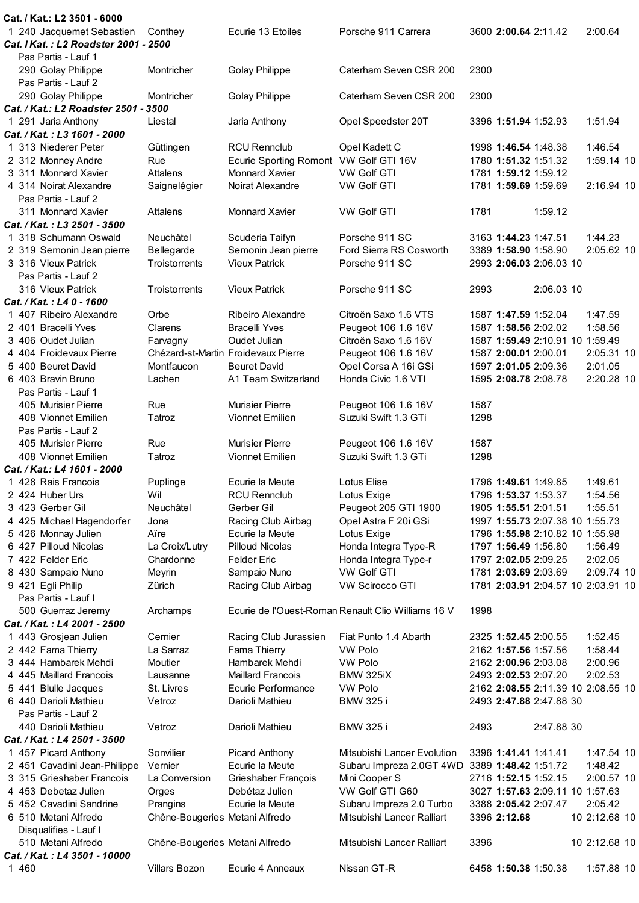***Cat. / Kat.: L2 3501 - 6000***

| | | | | | | | | | | | |
|---|---|---|---|---|---|---|---|---|---|---|---|
| 1 | 240 | Jacquemet Sebastien | Conthey | Ecurie 13 Etoiles | Porsche 911 Carrera | 3600 | **2:00.64** | 2:11.42 | | 2:00.64 | |

***Cat. / Kat. : L2 Roadster 2001 - 2500***

| | | | | | | | | | | | |
|---|---|---|---|---|---|---|---|---|---|---|---|
| Pas Partis - Lauf 1 | | | | | | | | | | | |
| | 290 | Golay Philippe | Montricher | Golay Philippe | Caterham Seven CSR 200 | 2300 | | | | | |
| Pas Partis - Lauf 2 | | | | | | | | | | | |
| | 290 | Golay Philippe | Montricher | Golay Philippe | Caterham Seven CSR 200 | 2300 | | | | | |

***Cat. / Kat.: L2 Roadster 2501 - 3500***

| | | | | | | | | | | | |
|---|---|---|---|---|---|---|---|---|---|---|---|
| 1 | 291 | Jaria Anthony | Liestal | Jaria Anthony | Opel Speedster 20T | 3396 | **1:51.94** | 1:52.93 | | 1:51.94 | |

***Cat. / Kat. : L3 1601 - 2000***

| | | | | | | | | | | | |
|---|---|---|---|---|---|---|---|---|---|---|---|
| 1 | 313 | Niederer Peter | Güttingen | RCU Rennclub | Opel Kadett C | 1998 | **1:46.54** | 1:48.38 | | 1:46.54 | |
| 2 | 312 | Monney Andre | Rue | Ecurie Sporting Romont | VW Golf GTI 16V | 1780 | **1:51.32** | 1:51.32 | | 1:59.14 | 10 |
| 3 | 311 | Monnard Xavier | Attalens | Monnard Xavier | VW Golf GTI | 1781 | **1:59.12** | 1:59.12 | | | |
| 4 | 314 | Noirat Alexandre | Saignelégier | Noirat Alexandre | VW Golf GTI | 1781 | **1:59.69** | 1:59.69 | | 2:16.94 | 10 |
| Pas Partis - Lauf 2 | | | | | | | | | | | |
| | 311 | Monnard Xavier | Attalens | Monnard Xavier | VW Golf GTI | 1781 | | 1:59.12 | | | |

***Cat. / Kat. : L3 2501 - 3500***

| | | | | | | | | | | | |
|---|---|---|---|---|---|---|---|---|---|---|---|
| 1 | 318 | Schumann Oswald | Neuchâtel | Scuderia Taifyn | Porsche 911 SC | 3163 | **1:44.23** | 1:47.51 | | 1:44.23 | |
| 2 | 319 | Semonin Jean pierre | Bellegarde | Semonin Jean pierre | Ford Sierra RS Cosworth | 3389 | **1:58.90** | 1:58.90 | | 2:05.62 | 10 |
| 3 | 316 | Vieux Patrick | Troistorrents | Vieux Patrick | Porsche 911 SC | 2993 | **2:06.03** | 2:06.03 | 10 | | |
| Pas Partis - Lauf 2 | | | | | | | | | | | |
| | 316 | Vieux Patrick | Troistorrents | Vieux Patrick | Porsche 911 SC | 2993 | | 2:06.03 | 10 | | |

***Cat. / Kat. : L4 0 - 1600***

| | | | | | | | | | | | |
|---|---|---|---|---|---|---|---|---|---|---|---|
| 1 | 407 | Ribeiro Alexandre | Orbe | Ribeiro Alexandre | Citroën Saxo 1.6 VTS | 1587 | **1:47.59** | 1:52.04 | | 1:47.59 | |
| 2 | 401 | Bracelli Yves | Clarens | Bracelli Yves | Peugeot 106 1.6 16V | 1587 | **1:58.56** | 2:02.02 | | 1:58.56 | |
| 3 | 406 | Oudet Julian | Farvagny | Oudet Julian | Citroën Saxo 1.6 16V | 1587 | **1:59.49** | 2:10.91 | 10 | 1:59.49 | |
| 4 | 404 | Froidevaux Pierre | Chézard-st-Martin | Froidevaux Pierre | Peugeot 106 1.6 16V | 1587 | **2:00.01** | 2:00.01 | | 2:05.31 | 10 |
| 5 | 400 | Beuret David | Montfaucon | Beuret David | Opel Corsa A 16i GSi | 1597 | **2:01.05** | 2:09.36 | | 2:01.05 | |
| 6 | 403 | Bravin Bruno | Lachen | A1 Team Switzerland | Honda Civic 1.6 VTI | 1595 | **2:08.78** | 2:08.78 | | 2:20.28 | 10 |
| Pas Partis - Lauf 1 | | | | | | | | | | | |
| | 405 | Murisier Pierre | Rue | Murisier Pierre | Peugeot 106 1.6 16V | 1587 | | | | | |
| | 408 | Vionnet Emilien | Tatroz | Vionnet Emilien | Suzuki Swift 1.3 GTi | 1298 | | | | | |
| Pas Partis - Lauf 2 | | | | | | | | | | | |
| | 405 | Murisier Pierre | Rue | Murisier Pierre | Peugeot 106 1.6 16V | 1587 | | | | | |
| | 408 | Vionnet Emilien | Tatroz | Vionnet Emilien | Suzuki Swift 1.3 GTi | 1298 | | | | | |

***Cat. / Kat. : L4 1601 - 2000***

| | | | | | | | | | | | |
|---|---|---|---|---|---|---|---|---|---|---|---|
| 1 | 428 | Rais Francois | Puplinge | Ecurie la Meute | Lotus Elise | 1796 | **1:49.61** | 1:49.85 | | 1:49.61 | |
| 2 | 424 | Huber Urs | Wil | RCU Rennclub | Lotus Exige | 1796 | **1:53.37** | 1:53.37 | | 1:54.56 | |
| 3 | 423 | Gerber Gil | Neuchâtel | Gerber Gil | Peugeot 205 GTI 1900 | 1905 | **1:55.51** | 2:01.51 | | 1:55.51 | |
| 4 | 425 | Michael Hagendorfer | Jona | Racing Club Airbag | Opel Astra F 20i GSi | 1997 | **1:55.73** | 2:07.38 | 10 | 1:55.73 | |
| 5 | 426 | Monnay Julien | Aïre | Ecurie la Meute | Lotus Exige | 1796 | **1:55.98** | 2:10.82 | 10 | 1:55.98 | |
| 6 | 427 | Pilloud Nicolas | La Croix/Lutry | Pilloud Nicolas | Honda Integra Type-R | 1797 | **1:56.49** | 1:56.80 | | 1:56.49 | |
| 7 | 422 | Felder Eric | Chardonne | Felder Eric | Honda Integra Type-r | 1797 | **2:02.05** | 2:09.25 | | 2:02.05 | |
| 8 | 430 | Sampaio Nuno | Meyrin | Sampaio Nuno | VW Golf GTI | 1781 | **2:03.69** | 2:03.69 | | 2:09.74 | 10 |
| 9 | 421 | Egli Philip | Zürich | Racing Club Airbag | VW Scirocco GTI | 1781 | **2:03.91** | 2:04.57 | 10 | 2:03.91 | 10 |
| Pas Partis - Lauf I | | | | | | | | | | | |
| | 500 | Guerraz Jeremy | Archamps | Ecurie de l'Ouest-Roman | Renault Clio Williams 16 V | 1998 | | | | | |

***Cat. / Kat. : L4 2001 - 2500***

| | | | | | | | | | | | |
|---|---|---|---|---|---|---|---|---|---|---|---|
| 1 | 443 | Grosjean Julien | Cernier | Racing Club Jurassien | Fiat Punto 1.4 Abarth | 2325 | **1:52.45** | 2:00.55 | | 1:52.45 | |
| 2 | 442 | Fama Thierry | La Sarraz | Fama Thierry | VW Polo | 2162 | **1:57.56** | 1:57.56 | | 1:58.44 | |
| 3 | 444 | Hambarek Mehdi | Moutier | Hambarek Mehdi | VW Polo | 2162 | **2:00.96** | 2:03.08 | | 2:00.96 | |
| 4 | 445 | Maillard Francois | Lausanne | Maillard Francois | BMW 325iX | 2493 | **2:02.53** | 2:07.20 | | 2:02.53 | |
| 5 | 441 | Blulle Jacques | St. Livres | Ecurie Performance | VW Polo | 2162 | **2:08.55** | 2:11.39 | 10 | 2:08.55 | 10 |
| 6 | 440 | Darioli Mathieu | Vetroz | Darioli Mathieu | BMW 325 i | 2493 | **2:47.88** | 2:47.88 | 30 | | |
| Pas Partis - Lauf 2 | | | | | | | | | | | |
| | 440 | Darioli Mathieu | Vetroz | Darioli Mathieu | BMW 325 i | 2493 | | 2:47.88 | 30 | | |

***Cat. / Kat. : L4 2501 - 3500***

| | | | | | | | | | | | |
|---|---|---|---|---|---|---|---|---|---|---|---|
| 1 | 457 | Picard Anthony | Sonvilier | Picard Anthony | Mitsubishi Lancer Evolution | 3396 | **1:41.41** | 1:41.41 | | 1:47.54 | 10 |
| 2 | 451 | Cavadini Jean-Philippe | Vernier | Ecurie la Meute | Subaru Impreza 2.0GT 4WD | 3389 | **1:48.42** | 1:51.72 | | 1:48.42 | |
| 3 | 315 | Grieshaber Francois | La Conversion | Grieshaber François | Mini Cooper S | 2716 | **1:52.15** | 1:52.15 | | 2:00.57 | 10 |
| 4 | 453 | Debetaz Julien | Orges | Debétaz Julien | VW Golf GTI G60 | 3027 | **1:57.63** | 2:09.11 | 10 | 1:57.63 | |
| 5 | 452 | Cavadini Sandrine | Prangins | Ecurie la Meute | Subaru Impreza 2.0 Turbo | 3388 | **2:05.42** | 2:07.47 | | 2:05.42 | |
| 6 | 510 | Metani Alfredo | Chêne-Bougeries | Metani Alfredo | Mitsubishi Lancer Ralliart | 3396 | **2:12.68** | | 10 | 2:12.68 | 10 |
| Disqualifies - Lauf I | | | | | | | | | | | |
| | 510 | Metani Alfredo | Chêne-Bougeries | Metani Alfredo | Mitsubishi Lancer Ralliart | 3396 | | | 10 | 2:12.68 | 10 |

***Cat. / Kat. : L4 3501 - 10000***

| | | | | | | | | | | | |
|---|---|---|---|---|---|---|---|---|---|---|---|
| 1 | 460 | | Villars Bozon | Ecurie 4 Anneaux | Nissan GT-R | 6458 | **1:50.38** | 1:50.38 | | 1:57.88 | 10 |